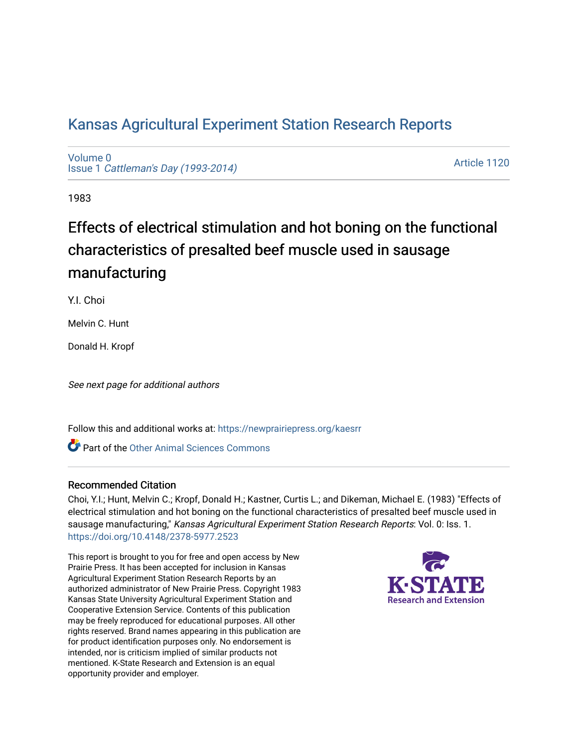# Kansas Agricultural Experiment Station Research Reports

Volume 0
Issue 1 *Cattleman's Day (1993-2014)*

Article 1120

1983

## Effects of electrical stimulation and hot boning on the functional characteristics of presalted beef muscle used in sausage manufacturing

Y.I. Choi

Melvin C. Hunt

Donald H. Kropf

*See next page for additional authors*

Follow this and additional works at: https://newprairiepress.org/kaesrr

Part of the Other Animal Sciences Commons

### Recommended Citation

Choi, Y.I.; Hunt, Melvin C.; Kropf, Donald H.; Kastner, Curtis L.; and Dikeman, Michael E. (1983) "Effects of electrical stimulation and hot boning on the functional characteristics of presalted beef muscle used in sausage manufacturing," *Kansas Agricultural Experiment Station Research Reports*: Vol. 0: Iss. 1. https://doi.org/10.4148/2378-5977.2523

This report is brought to you for free and open access by New Prairie Press. It has been accepted for inclusion in Kansas Agricultural Experiment Station Research Reports by an authorized administrator of New Prairie Press. Copyright 1983 Kansas State University Agricultural Experiment Station and Cooperative Extension Service. Contents of this publication may be freely reproduced for educational purposes. All other rights reserved. Brand names appearing in this publication are for product identification purposes only. No endorsement is intended, nor is criticism implied of similar products not mentioned. K-State Research and Extension is an equal opportunity provider and employer.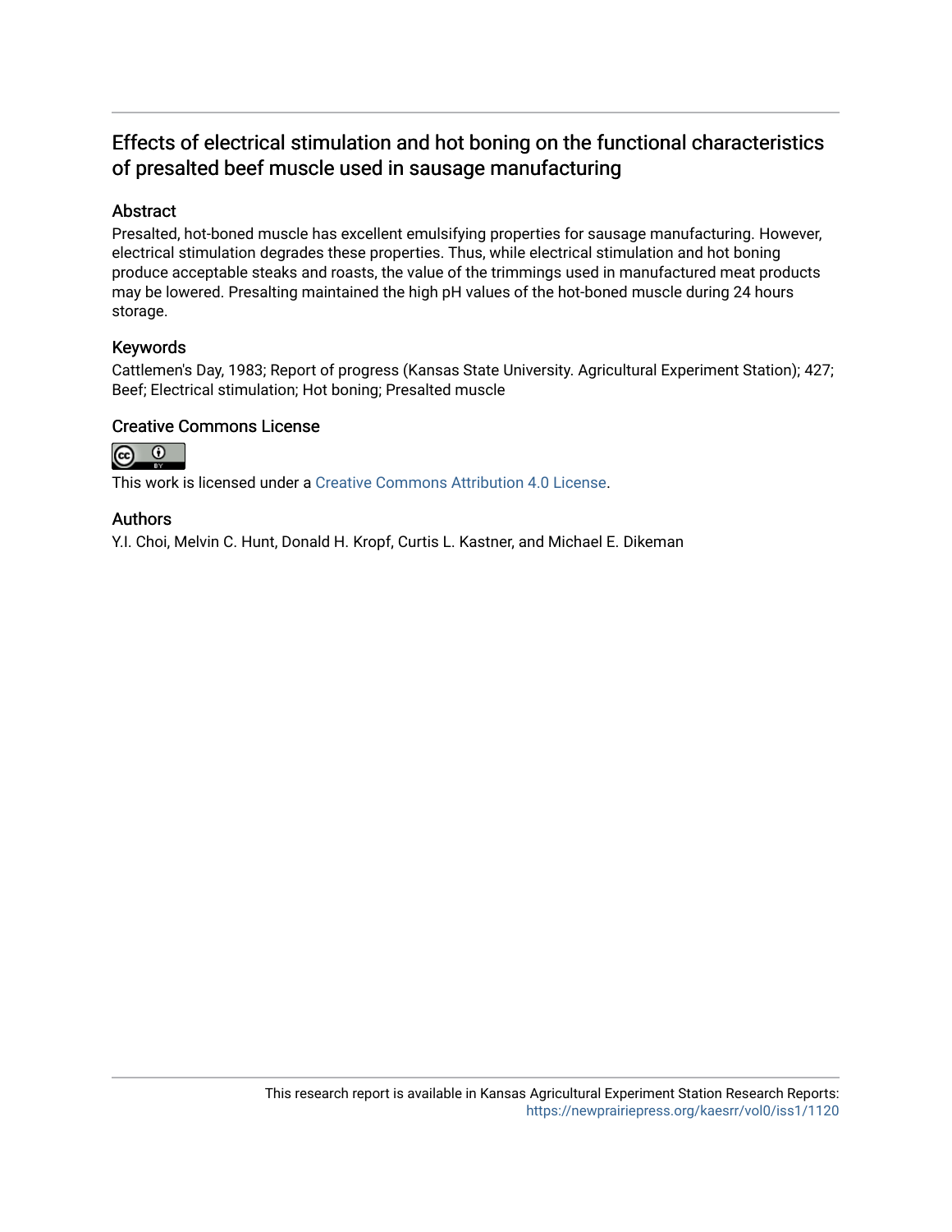## Effects of electrical stimulation and hot boning on the functional characteristics of presalted beef muscle used in sausage manufacturing

### Abstract

Presalted, hot-boned muscle has excellent emulsifying properties for sausage manufacturing. However, electrical stimulation degrades these properties. Thus, while electrical stimulation and hot boning produce acceptable steaks and roasts, the value of the trimmings used in manufactured meat products may be lowered. Presalting maintained the high pH values of the hot-boned muscle during 24 hours storage.

### Keywords

Cattlemen's Day, 1983; Report of progress (Kansas State University. Agricultural Experiment Station); 427; Beef; Electrical stimulation; Hot boning; Presalted muscle

### Creative Commons License

This work is licensed under a Creative Commons Attribution 4.0 License.

### Authors

Y.I. Choi, Melvin C. Hunt, Donald H. Kropf, Curtis L. Kastner, and Michael E. Dikeman

This research report is available in Kansas Agricultural Experiment Station Research Reports: https://newprairiepress.org/kaesrr/vol0/iss1/1120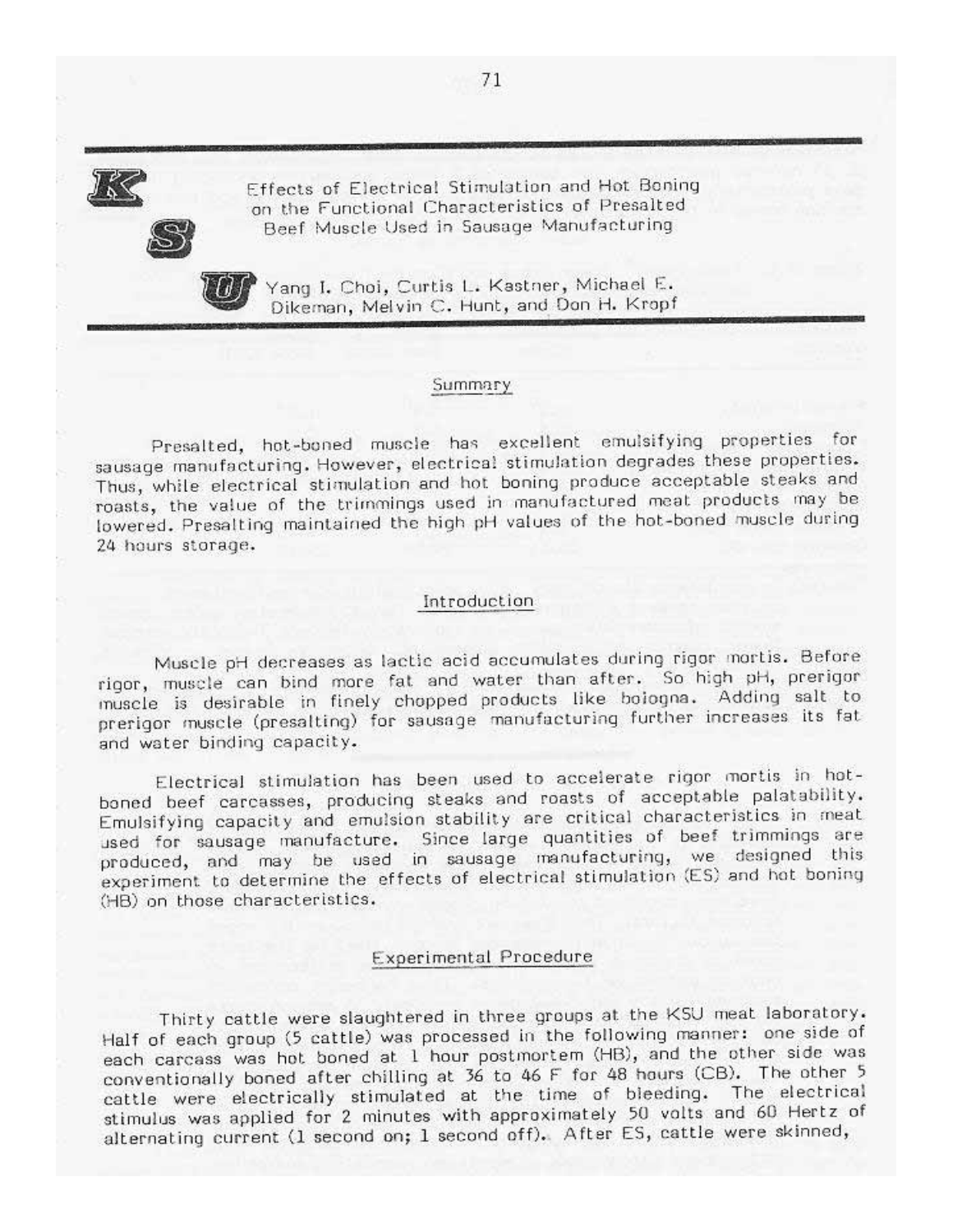# Effects of Electrical Stimulation and Hot Boning on the Functional Characteristics of Presalted Beef Muscle Used in Sausage Manufacturing

Yang I. Choi, Curtis L. Kastner, Michael E. Dikeman, Melvin C. Hunt, and Don H. Kropf

## Summary

Presalted, hot-boned muscle has excellent emulsifying properties for sausage manufacturing. However, electrical stimulation degrades these properties. Thus, while electrical stimulation and hot boning produce acceptable steaks and roasts, the value of the trimmings used in manufactured meat products may be lowered. Presalting maintained the high pH values of the hot-boned muscle during 24 hours storage.

## Introduction

Muscle pH decreases as lactic acid accumulates during rigor mortis. Before rigor, muscle can bind more fat and water than after. So high pH, prerigor muscle is desirable in finely chopped products like bologna. Adding salt to prerigor muscle (presalting) for sausage manufacturing further increases its fat and water binding capacity.

Electrical stimulation has been used to accelerate rigor mortis in hot-boned beef carcasses, producing steaks and roasts of acceptable palatability. Emulsifying capacity and emulsion stability are critical characteristics in meat used for sausage manufacture. Since large quantities of beef trimmings are produced, and may be used in sausage manufacturing, we designed this experiment to determine the effects of electrical stimulation (ES) and hot boning (HB) on those characteristics.

## Experimental Procedure

Thirty cattle were slaughtered in three groups at the KSU meat laboratory. Half of each group (5 cattle) was processed in the following manner: one side of each carcass was hot boned at 1 hour postmortem (HB), and the other side was conventionally boned after chilling at 36 to 46 F for 48 hours (CB). The other 5 cattle were electrically stimulated at the time of bleeding. The electrical stimulus was applied for 2 minutes with approximately 50 volts and 60 Hertz of alternating current (1 second on; 1 second off). After ES, cattle were skinned,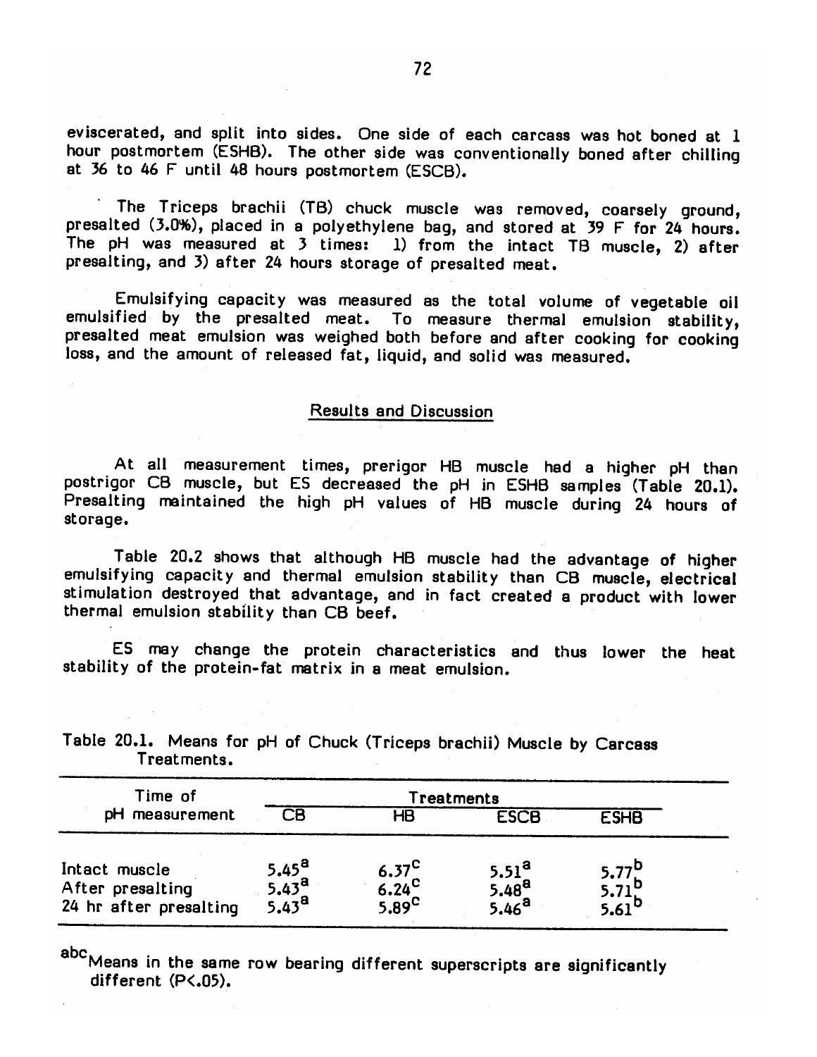eviscerated, and split into sides. One side of each carcass was hot boned at 1 hour postmortem (ESHB). The other side was conventionally boned after chilling at 36 to 46 F until 48 hours postmortem (ESCB).

The Triceps brachii (TB) chuck muscle was removed, coarsely ground, presalted (3.0%), placed in a polyethylene bag, and stored at 39 F for 24 hours. The pH was measured at 3 times: 1) from the intact TB muscle, 2) after presalting, and 3) after 24 hours storage of presalted meat.

Emulsifying capacity was measured as the total volume of vegetable oil emulsified by the presalted meat. To measure thermal emulsion stability, presalted meat emulsion was weighed both before and after cooking for cooking loss, and the amount of released fat, liquid, and solid was measured.

## Results and Discussion

At all measurement times, prerigor HB muscle had a higher pH than postrigor CB muscle, but ES decreased the pH in ESHB samples (Table 20.1). Presalting maintained the high pH values of HB muscle during 24 hours of storage.

Table 20.2 shows that although HB muscle had the advantage of higher emulsifying capacity and thermal emulsion stability than CB muscle, electrical stimulation destroyed that advantage, and in fact created a product with lower thermal emulsion stability than CB beef.

ES may change the protein characteristics and thus lower the heat stability of the protein-fat matrix in a meat emulsion.

Table 20.1. Means for pH of Chuck (Triceps brachii) Muscle by Carcass Treatments.

| Time of pH measurement | Treatments | | | |
|---|---|---|---|---|
| | CB | HB | ESCB | ESHB |
| Intact muscle | 5.45[a] | 6.37[c] | 5.51[a] | 5.77[b] |
| After presalting | 5.43[a] | 6.24[c] | 5.48[a] | 5.71[b] |
| 24 hr after presalting | 5.43[a] | 5.89[c] | 5.46[a] | 5.61[b] |

[abc]Means in the same row bearing different superscripts are significantly different (P<.05).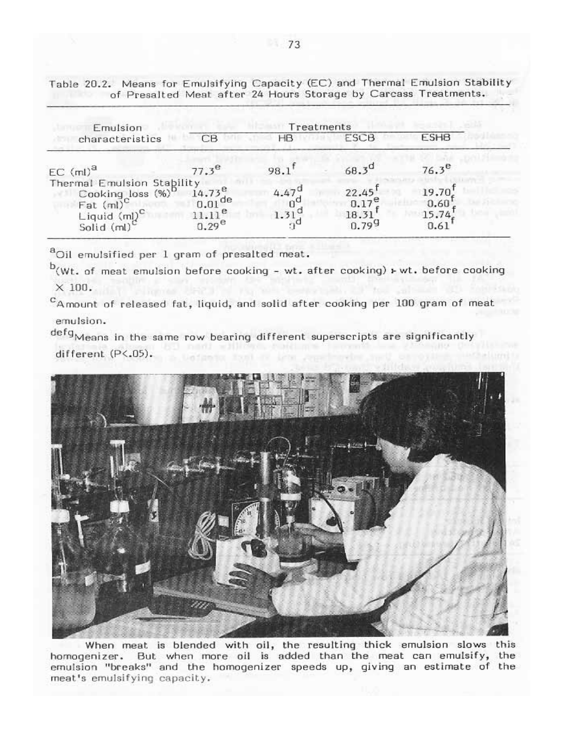Table 20.2. Means for Emulsifying Capacity (EC) and Thermal Emulsion Stability of Presalted Meat after 24 Hours Storage by Carcass Treatments.

| Emulsion characteristics | Treatments | | | |
|---|---|---|---|---|
| | CB | HB | ESCB | ESHB |
| EC (ml)[a] | 77.3[e] | 98.1[f] | 68.3[d] | 76.3[e] |
| Thermal Emulsion Stability | | | | |
| Cooking loss (%)[b] | 14.73[e] | 4.47[d] | 22.45[f] | 19.70[f] |
| Fat (ml)[c] | 0.01[de] | 0[d] | 0.17[e] | 0.60[f] |
| Liquid (ml)[c] | 11.11[e] | 1.31[d] | 18.31[f] | 15.74[f] |
| Solid (ml)[c] | 0.29[e] | 0[d] | 0.79[g] | 0.61[f] |

[a]Oil emulsified per 1 gram of presalted meat.

[b](Wt. of meat emulsion before cooking - wt. after cooking) ÷ wt. before cooking × 100.

[c]Amount of released fat, liquid, and solid after cooking per 100 gram of meat emulsion.

[defg]Means in the same row bearing different superscripts are significantly different ($P<.05$).

When meat is blended with oil, the resulting thick emulsion slows this homogenizer. But when more oil is added than the meat can emulsify, the emulsion "breaks" and the homogenizer speeds up, giving an estimate of the meat's emulsifying capacity.